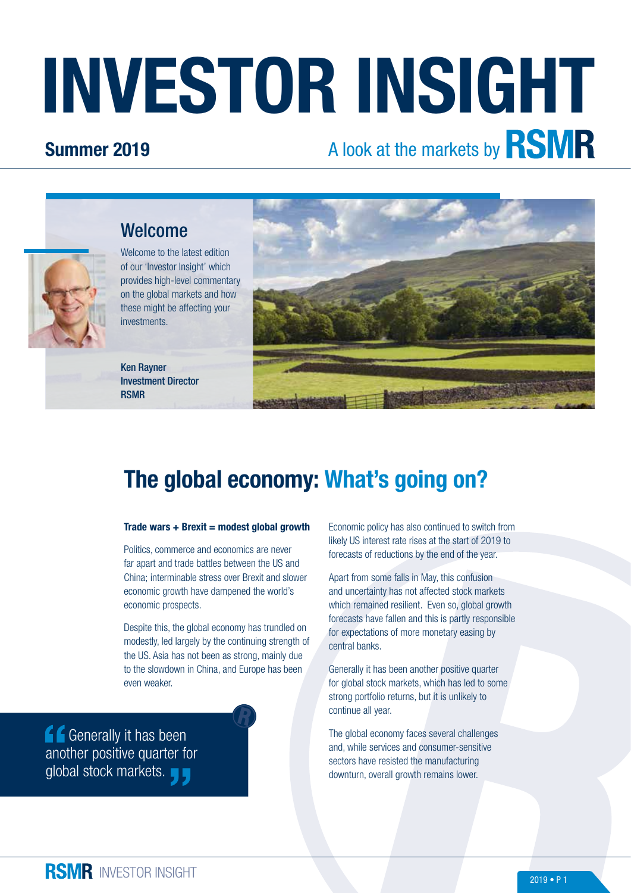# INVESTOR INSIGHT

**Summer 2019**

A look at the markets by **RSMR**

## Welcome

Welcome to the latest edition of our 'Investor Insight' which provides high-level commentary on the global markets and how these might be affecting your investments.

**Ken Rayner**
**Investment Director**
**RSMR**

# The global economy: What's going on?

**Trade wars + Brexit = modest global growth**

Politics, commerce and economics are never far apart and trade battles between the US and China; interminable stress over Brexit and slower economic growth have dampened the world's economic prospects.

Despite this, the global economy has trundled on modestly, led largely by the continuing strength of the US. Asia has not been as strong, mainly due to the slowdown in China, and Europe has been even weaker.

> "Generally it has been another positive quarter for global stock markets."

Economic policy has also continued to switch from likely US interest rate rises at the start of 2019 to forecasts of reductions by the end of the year.

Apart from some falls in May, this confusion and uncertainty has not affected stock markets which remained resilient. Even so, global growth forecasts have fallen and this is partly responsible for expectations of more monetary easing by central banks.

Generally it has been another positive quarter for global stock markets, which has led to some strong portfolio returns, but it is unlikely to continue all year.

The global economy faces several challenges and, while services and consumer-sensitive sectors have resisted the manufacturing downturn, overall growth remains lower.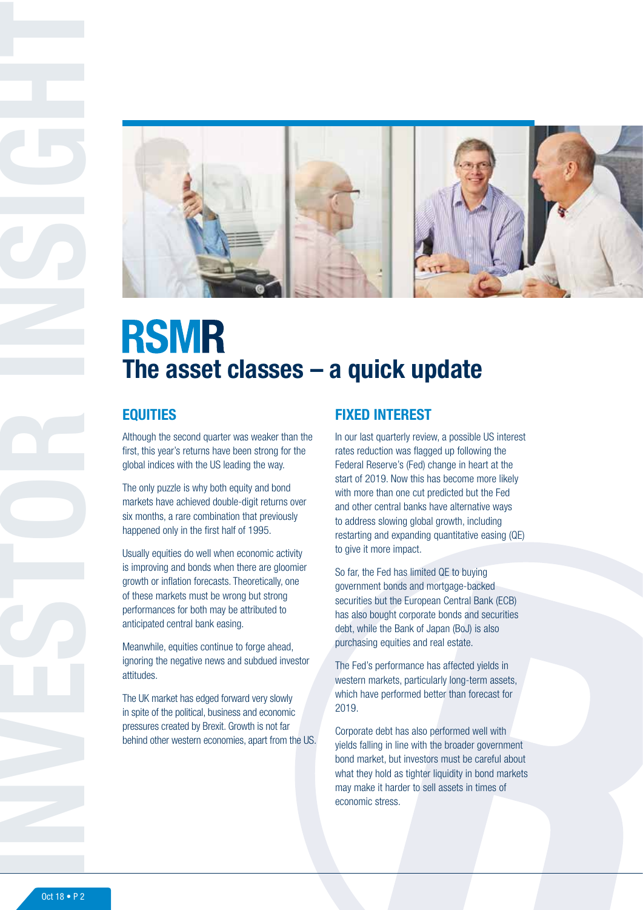# RSMR

## The asset classes – a quick update

### EQUITIES

Although the second quarter was weaker than the first, this year's returns have been strong for the global indices with the US leading the way.

The only puzzle is why both equity and bond markets have achieved double-digit returns over six months, a rare combination that previously happened only in the first half of 1995.

Usually equities do well when economic activity is improving and bonds when there are gloomier growth or inflation forecasts. Theoretically, one of these markets must be wrong but strong performances for both may be attributed to anticipated central bank easing.

Meanwhile, equities continue to forge ahead, ignoring the negative news and subdued investor attitudes.

The UK market has edged forward very slowly in spite of the political, business and economic pressures created by Brexit. Growth is not far behind other western economies, apart from the US.

### FIXED INTEREST

In our last quarterly review, a possible US interest rates reduction was flagged up following the Federal Reserve's (Fed) change in heart at the start of 2019. Now this has become more likely with more than one cut predicted but the Fed and other central banks have alternative ways to address slowing global growth, including restarting and expanding quantitative easing (QE) to give it more impact.

So far, the Fed has limited QE to buying government bonds and mortgage-backed securities but the European Central Bank (ECB) has also bought corporate bonds and securities debt, while the Bank of Japan (BoJ) is also purchasing equities and real estate.

The Fed's performance has affected yields in western markets, particularly long-term assets, which have performed better than forecast for 2019.

Corporate debt has also performed well with yields falling in line with the broader government bond market, but investors must be careful about what they hold as tighter liquidity in bond markets may make it harder to sell assets in times of economic stress.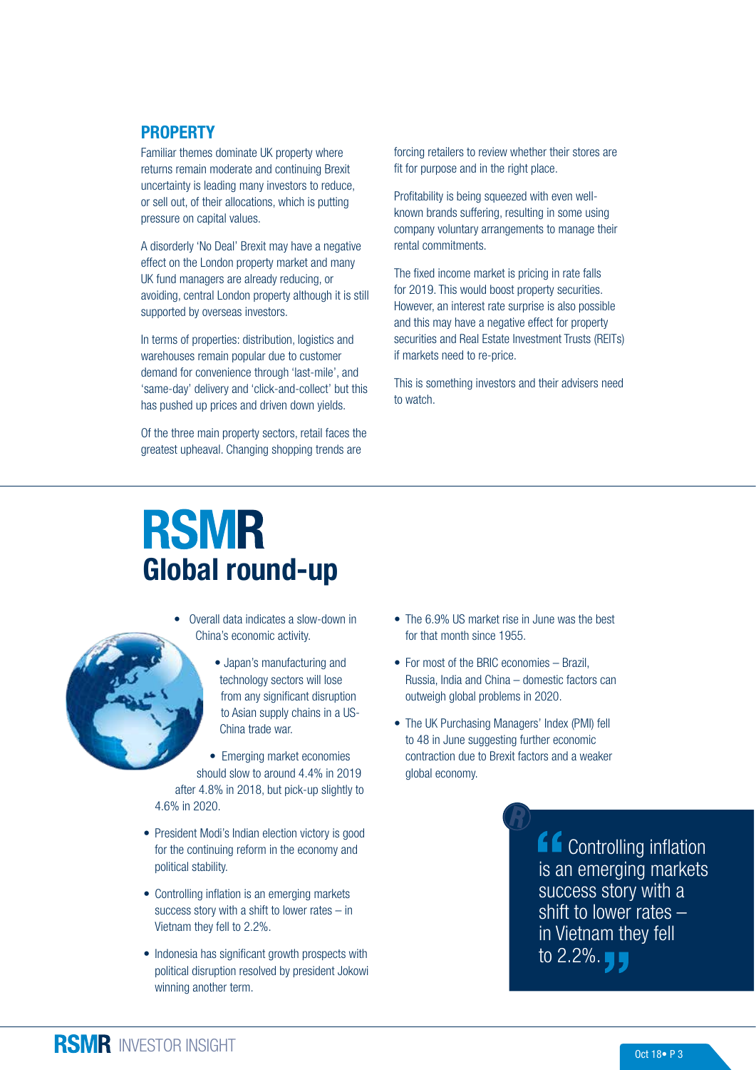## PROPERTY

Familiar themes dominate UK property where returns remain moderate and continuing Brexit uncertainty is leading many investors to reduce, or sell out, of their allocations, which is putting pressure on capital values.

A disorderly 'No Deal' Brexit may have a negative effect on the London property market and many UK fund managers are already reducing, or avoiding, central London property although it is still supported by overseas investors.

In terms of properties: distribution, logistics and warehouses remain popular due to customer demand for convenience through 'last-mile', and 'same-day' delivery and 'click-and-collect' but this has pushed up prices and driven down yields.

Of the three main property sectors, retail faces the greatest upheaval. Changing shopping trends are forcing retailers to review whether their stores are fit for purpose and in the right place.

Profitability is being squeezed with even well-known brands suffering, resulting in some using company voluntary arrangements to manage their rental commitments.

The fixed income market is pricing in rate falls for 2019. This would boost property securities. However, an interest rate surprise is also possible and this may have a negative effect for property securities and Real Estate Investment Trusts (REITs) if markets need to re-price.

This is something investors and their advisers need to watch.

# RSMR Global round-up

- Overall data indicates a slow-down in China's economic activity.
- Japan's manufacturing and technology sectors will lose from any significant disruption to Asian supply chains in a US-China trade war.
- Emerging market economies should slow to around 4.4% in 2019 after 4.8% in 2018, but pick-up slightly to 4.6% in 2020.
- President Modi's Indian election victory is good for the continuing reform in the economy and political stability.
- Controlling inflation is an emerging markets success story with a shift to lower rates – in Vietnam they fell to 2.2%.
- Indonesia has significant growth prospects with political disruption resolved by president Jokowi winning another term.
- The 6.9% US market rise in June was the best for that month since 1955.
- For most of the BRIC economies – Brazil, Russia, India and China – domestic factors can outweigh global problems in 2020.
- The UK Purchasing Managers' Index (PMI) fell to 48 in June suggesting further economic contraction due to Brexit factors and a weaker global economy.

> "Controlling inflation is an emerging markets success story with a shift to lower rates – in Vietnam they fell to 2.2%."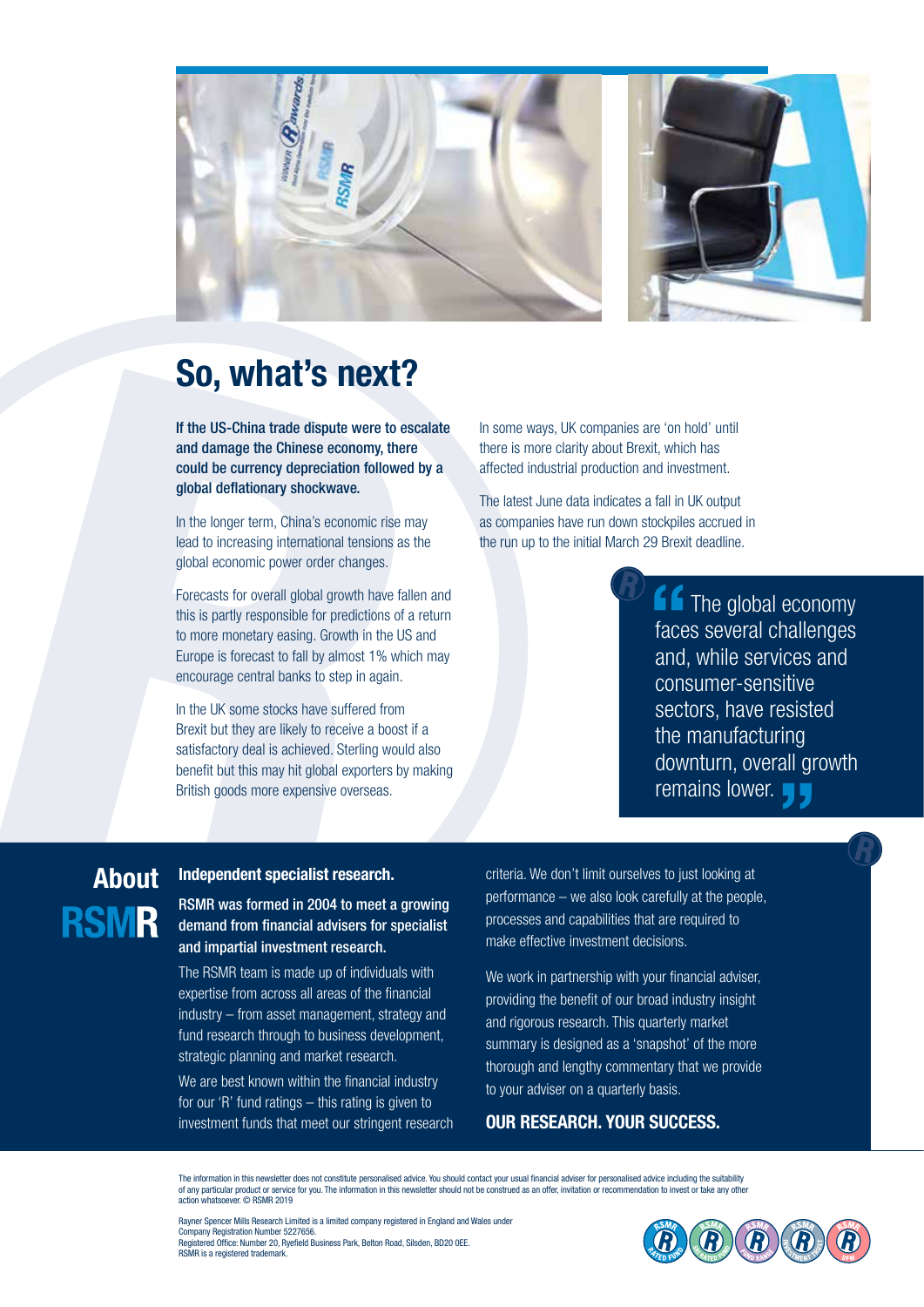## So, what's next?

**If the US-China trade dispute were to escalate and damage the Chinese economy, there could be currency depreciation followed by a global deflationary shockwave.**

In the longer term, China's economic rise may lead to increasing international tensions as the global economic power order changes.

Forecasts for overall global growth have fallen and this is partly responsible for predictions of a return to more monetary easing. Growth in the US and Europe is forecast to fall by almost 1% which may encourage central banks to step in again.

In the UK some stocks have suffered from Brexit but they are likely to receive a boost if a satisfactory deal is achieved. Sterling would also benefit but this may hit global exporters by making British goods more expensive overseas.

In some ways, UK companies are 'on hold' until there is more clarity about Brexit, which has affected industrial production and investment.

The latest June data indicates a fall in UK output as companies have run down stockpiles accrued in the run up to the initial March 29 Brexit deadline.

> "The global economy faces several challenges and, while services and consumer-sensitive sectors, have resisted the manufacturing downturn, overall growth remains lower."

## About RSMR

**Independent specialist research.**

**RSMR was formed in 2004 to meet a growing demand from financial advisers for specialist and impartial investment research.**

The RSMR team is made up of individuals with expertise from across all areas of the financial industry – from asset management, strategy and fund research through to business development, strategic planning and market research.

We are best known within the financial industry for our 'R' fund ratings – this rating is given to investment funds that meet our stringent research criteria. We don't limit ourselves to just looking at performance – we also look carefully at the people, processes and capabilities that are required to make effective investment decisions.

We work in partnership with your financial adviser, providing the benefit of our broad industry insight and rigorous research. This quarterly market summary is designed as a 'snapshot' of the more thorough and lengthy commentary that we provide to your adviser on a quarterly basis.

**OUR RESEARCH. YOUR SUCCESS.**

The information in this newsletter does not constitute personalised advice. You should contact your usual financial adviser for personalised advice including the suitability of any particular product or service for you. The information in this newsletter should not be construed as an offer, invitation or recommendation to invest or take any other action whatsoever. © RSMR 2019

Rayner Spencer Mills Research Limited is a limited company registered in England and Wales under Company Registration Number 5227656.
Registered Office: Number 20, Ryefield Business Park, Belton Road, Silsden, BD20 0EE.
RSMR is a registered trademark.